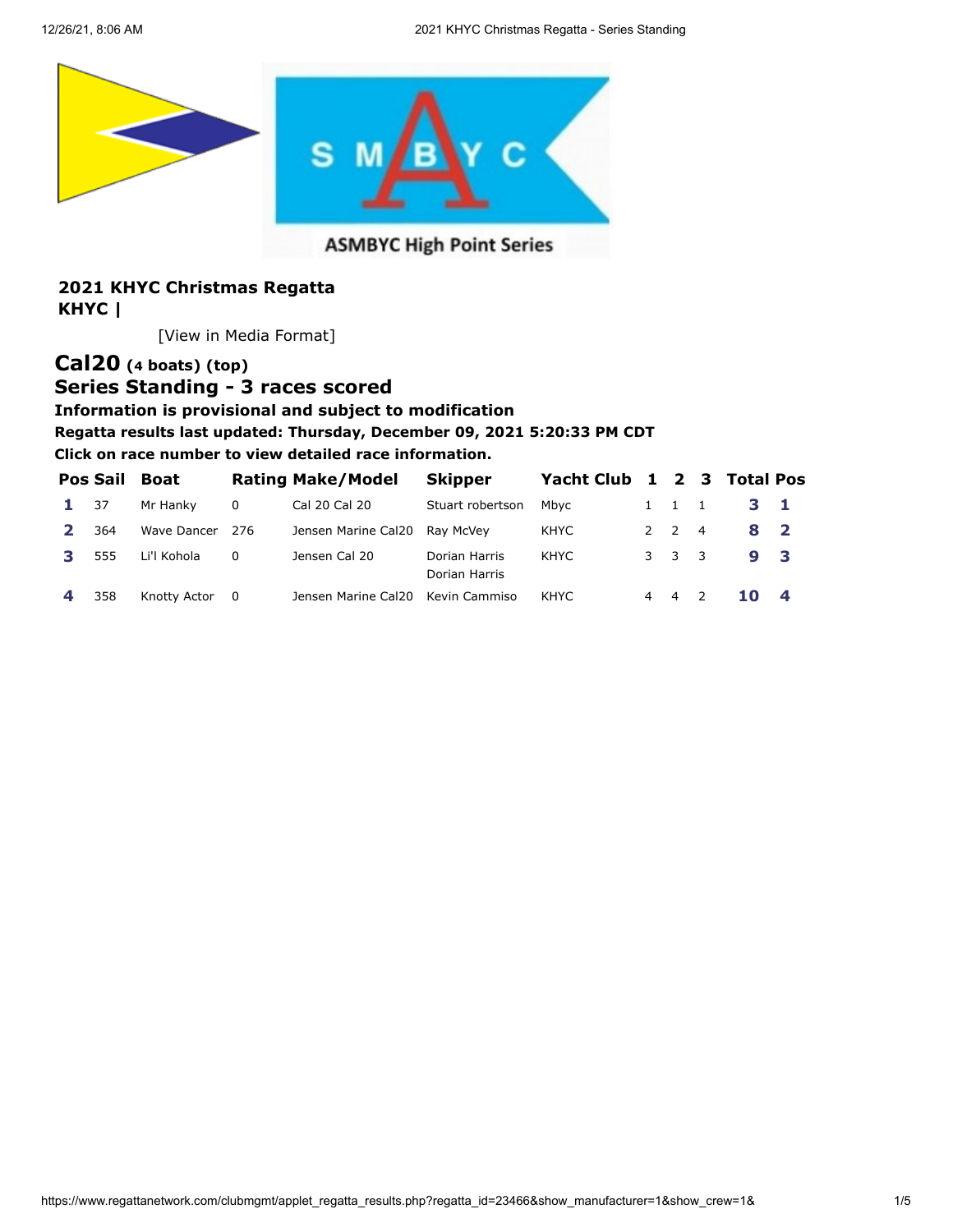ASMBYC High Point Series

## 2021 KHYC Christmas Regatta
## KHYC |

[View in Media Format]

# Cal20 (4 boats) (top)
## Series Standing - 3 races scored

**Information is provisional and subject to modification**

**Regatta results last updated: Thursday, December 09, 2021 5:20:33 PM CDT**

**Click on race number to view detailed race information.**

| Pos | Sail | Boat | Rating | Make/Model | Skipper | Yacht Club | 1 | 2 | 3 | Total | Pos |
|---|---|---|---|---|---|---|---|---|---|---|---|
| 1 | 37 | Mr Hanky | 0 | Cal 20 Cal 20 | Stuart robertson | Mbyc | 1 | 1 | 1 | 3 | 1 |
| 2 | 364 | Wave Dancer | 276 | Jensen Marine Cal20 | Ray McVey | KHYC | 2 | 2 | 4 | 8 | 2 |
| 3 | 555 | Li'l Kohola | 0 | Jensen Cal 20 | Dorian Harris Dorian Harris | KHYC | 3 | 3 | 3 | 9 | 3 |
| 4 | 358 | Knotty Actor | 0 | Jensen Marine Cal20 | Kevin Cammiso | KHYC | 4 | 4 | 2 | 10 | 4 |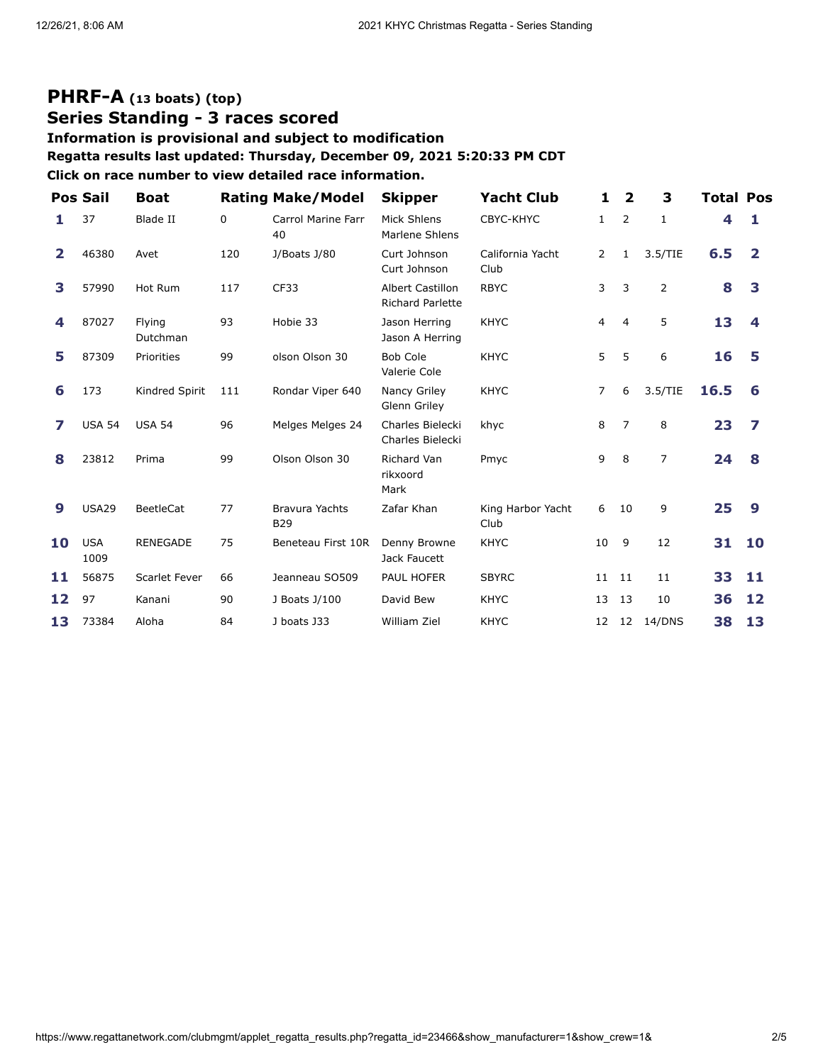## PHRF-A (13 boats) (top)

## Series Standing - 3 races scored

**Information is provisional and subject to modification**

**Regatta results last updated: Thursday, December 09, 2021 5:20:33 PM CDT**

**Click on race number to view detailed race information.**

| Pos | Sail | Boat | Rating | Make/Model | Skipper | Yacht Club | 1 | 2 | 3 | Total | Pos |
|---|---|---|---|---|---|---|---|---|---|---|---|
| 1 | 37 | Blade II | 0 | Carrol Marine Farr 40 | Mick Shlens Marlene Shlens | CBYC-KHYC | 1 | 2 | 1 | 4 | 1 |
| 2 | 46380 | Avet | 120 | J/Boats J/80 | Curt Johnson Curt Johnson | California Yacht Club | 2 | 1 | 3.5/TIE | 6.5 | 2 |
| 3 | 57990 | Hot Rum | 117 | CF33 | Albert Castillon Richard Parlette | RBYC | 3 | 3 | 2 | 8 | 3 |
| 4 | 87027 | Flying Dutchman | 93 | Hobie 33 | Jason Herring Jason A Herring | KHYC | 4 | 4 | 5 | 13 | 4 |
| 5 | 87309 | Priorities | 99 | olson Olson 30 | Bob Cole Valerie Cole | KHYC | 5 | 5 | 6 | 16 | 5 |
| 6 | 173 | Kindred Spirit | 111 | Rondar Viper 640 | Nancy Griley Glenn Griley | KHYC | 7 | 6 | 3.5/TIE | 16.5 | 6 |
| 7 | USA 54 | USA 54 | 96 | Melges Melges 24 | Charles Bielecki Charles Bielecki | khyc | 8 | 7 | 8 | 23 | 7 |
| 8 | 23812 | Prima | 99 | Olson Olson 30 | Richard Van rikxoord Mark | Pmyc | 9 | 8 | 7 | 24 | 8 |
| 9 | USA29 | BeetleCat | 77 | Bravura Yachts B29 | Zafar Khan | King Harbor Yacht Club | 6 | 10 | 9 | 25 | 9 |
| 10 | USA 1009 | RENEGADE | 75 | Beneteau First 10R | Denny Browne Jack Faucett | KHYC | 10 | 9 | 12 | 31 | 10 |
| 11 | 56875 | Scarlet Fever | 66 | Jeanneau SO509 | PAUL HOFER | SBYRC | 11 | 11 | 11 | 33 | 11 |
| 12 | 97 | Kanani | 90 | J Boats J/100 | David Bew | KHYC | 13 | 13 | 10 | 36 | 12 |
| 13 | 73384 | Aloha | 84 | J boats J33 | William Ziel | KHYC | 12 | 12 | 14/DNS | 38 | 13 |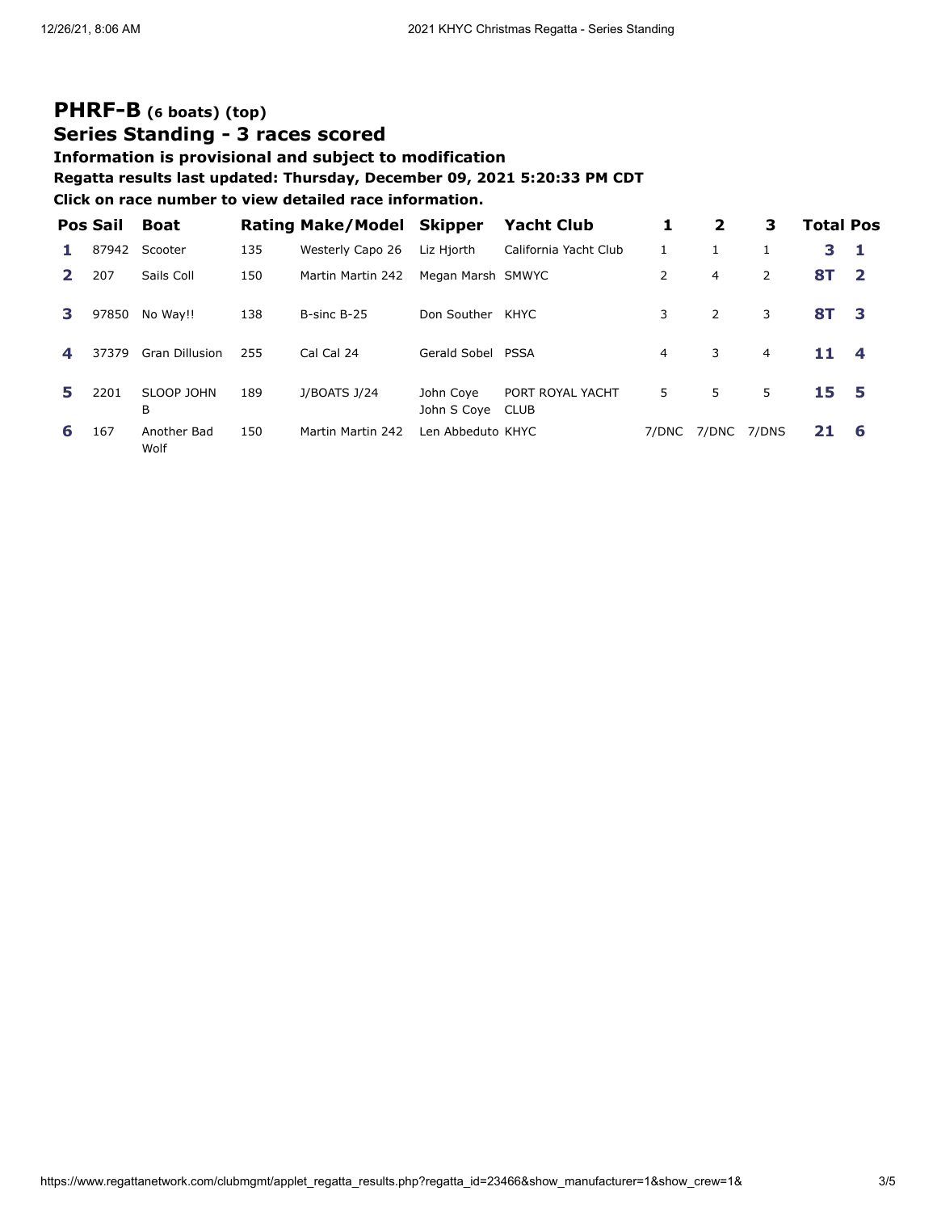## PHRF-B (6 boats) (top)

## Series Standing - 3 races scored

**Information is provisional and subject to modification**

**Regatta results last updated: Thursday, December 09, 2021 5:20:33 PM CDT**

**Click on race number to view detailed race information.**

| Pos | Sail | Boat | Rating | Make/Model | Skipper | Yacht Club | 1 | 2 | 3 | Total | Pos |
|---|---|---|---|---|---|---|---|---|---|---|---|
| **1** | 87942 | Scooter | 135 | Westerly Capo 26 | Liz Hjorth | California Yacht Club | 1 | 1 | 1 | **3** | **1** |
| **2** | 207 | Sails Coll | 150 | Martin Martin 242 | Megan Marsh | SMWYC | 2 | 4 | 2 | **8T** | **2** |
| **3** | 97850 | No Way!! | 138 | B-sinc B-25 | Don Souther | KHYC | 3 | 2 | 3 | **8T** | **3** |
| **4** | 37379 | Gran Dillusion | 255 | Cal Cal 24 | Gerald Sobel | PSSA | 4 | 3 | 4 | **11** | **4** |
| **5** | 2201 | SLOOP JOHN B | 189 | J/BOATS J/24 | John Coye John S Coye | PORT ROYAL YACHT CLUB | 5 | 5 | 5 | **15** | **5** |
| **6** | 167 | Another Bad Wolf | 150 | Martin Martin 242 | Len Abbeduto | KHYC | 7/DNC | 7/DNC | 7/DNS | **21** | **6** |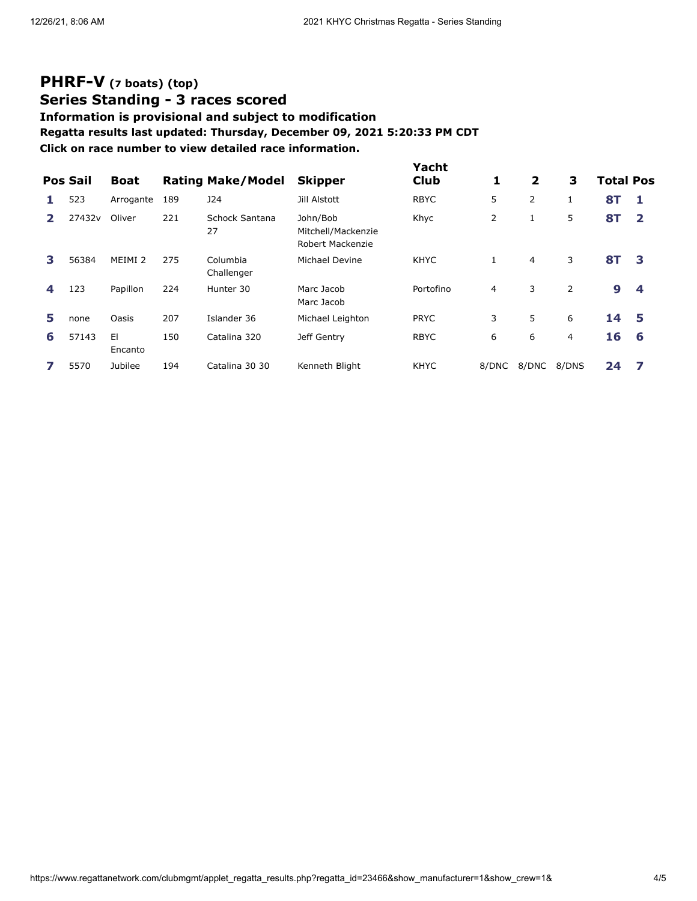## PHRF-V (7 boats) (top)

## Series Standing - 3 races scored

**Information is provisional and subject to modification**

**Regatta results last updated: Thursday, December 09, 2021 5:20:33 PM CDT**

**Click on race number to view detailed race information.**

| Pos | Sail | Boat | Rating | Make/Model | Skipper | Yacht Club | 1 | 2 | 3 | Total | Pos |
|---|---|---|---|---|---|---|---|---|---|---|---|
| 1 | 523 | Arrogante | 189 | J24 | Jill Alstott | RBYC | 5 | 2 | 1 | 8T | 1 |
| 2 | 27432v | Oliver | 221 | Schock Santana 27 | John/Bob Mitchell/Mackenzie Robert Mackenzie | Khyc | 2 | 1 | 5 | 8T | 2 |
| 3 | 56384 | MEIMI 2 | 275 | Columbia Challenger | Michael Devine | KHYC | 1 | 4 | 3 | 8T | 3 |
| 4 | 123 | Papillon | 224 | Hunter 30 | Marc Jacob Marc Jacob | Portofino | 4 | 3 | 2 | 9 | 4 |
| 5 | none | Oasis | 207 | Islander 36 | Michael Leighton | PRYC | 3 | 5 | 6 | 14 | 5 |
| 6 | 57143 | El Encanto | 150 | Catalina 320 | Jeff Gentry | RBYC | 6 | 6 | 4 | 16 | 6 |
| 7 | 5570 | Jubilee | 194 | Catalina 30 30 | Kenneth Blight | KHYC | 8/DNC | 8/DNC | 8/DNS | 24 | 7 |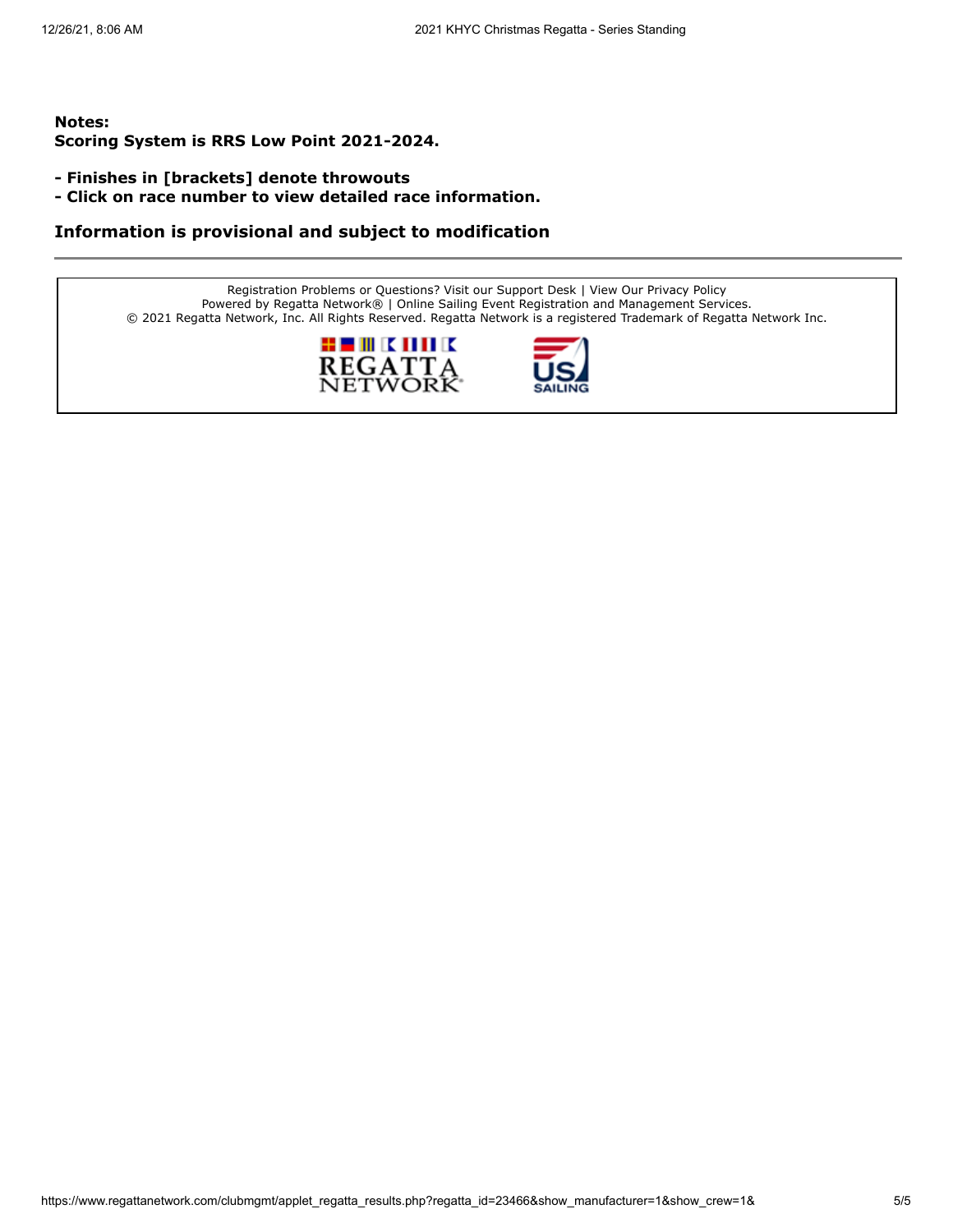**Notes:**
**Scoring System is RRS Low Point 2021-2024.**

- **Finishes in [brackets] denote throwouts**
- **Click on race number to view detailed race information.**

**Information is provisional and subject to modification**

---

Registration Problems or Questions? Visit our Support Desk | View Our Privacy Policy
Powered by Regatta Network® | Online Sailing Event Registration and Management Services.
© 2021 Regatta Network, Inc. All Rights Reserved. Regatta Network is a registered Trademark of Regatta Network Inc.